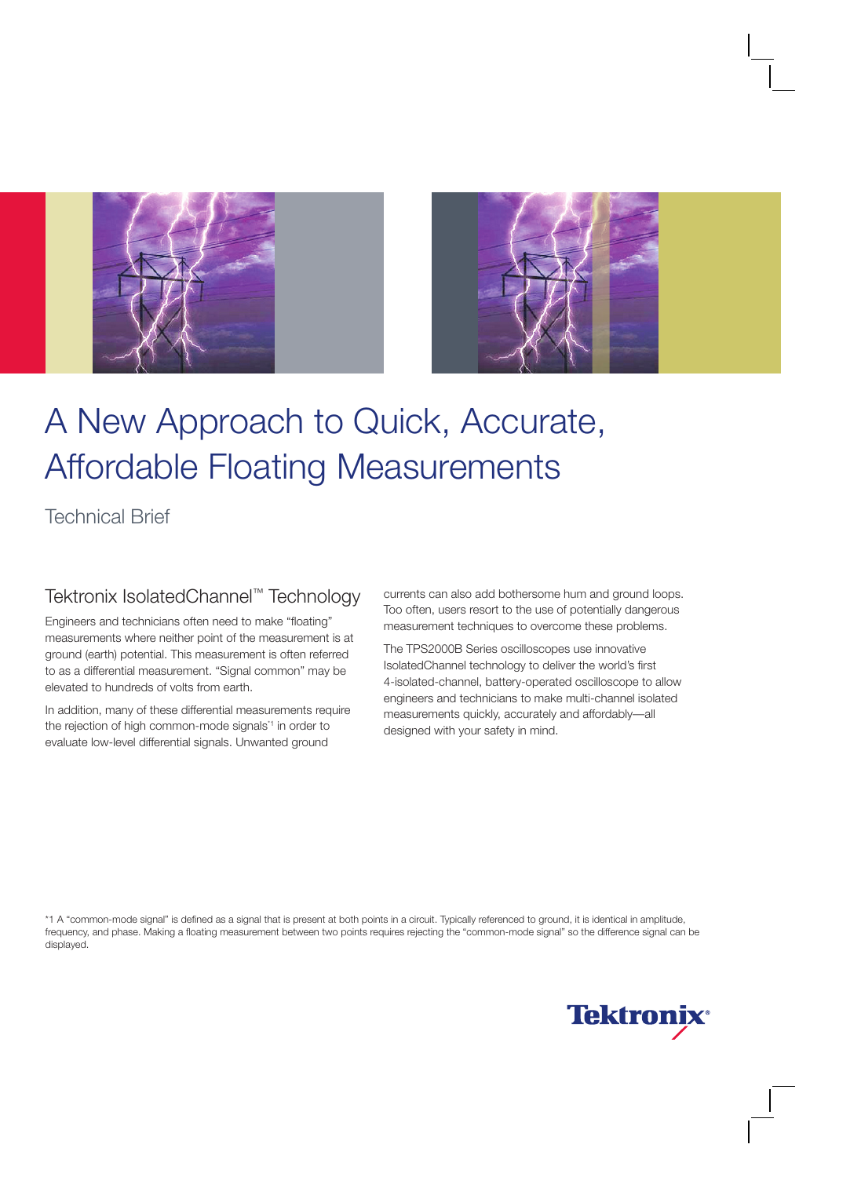# A New Approach to Quick, Accurate, Affordable Floating Measurements

Technical Brief

## Tektronix IsolatedChannel™ Technology

Engineers and technicians often need to make “floating” measurements where neither point of the measurement is at ground (earth) potential. This measurement is often referred to as a differential measurement. “Signal common” may be elevated to hundreds of volts from earth.

In addition, many of these differential measurements require the rejection of high common-mode signals[*1] in order to evaluate low-level differential signals. Unwanted ground currents can also add bothersome hum and ground loops. Too often, users resort to the use of potentially dangerous measurement techniques to overcome these problems.

The TPS2000B Series oscilloscopes use innovative IsolatedChannel technology to deliver the world’s first 4-isolated-channel, battery-operated oscilloscope to allow engineers and technicians to make multi-channel isolated measurements quickly, accurately and affordably—all designed with your safety in mind.

*1 A “common-mode signal” is defined as a signal that is present at both points in a circuit. Typically referenced to ground, it is identical in amplitude, frequency, and phase. Making a floating measurement between two points requires rejecting the “common-mode signal” so the difference signal can be displayed.

Tektronix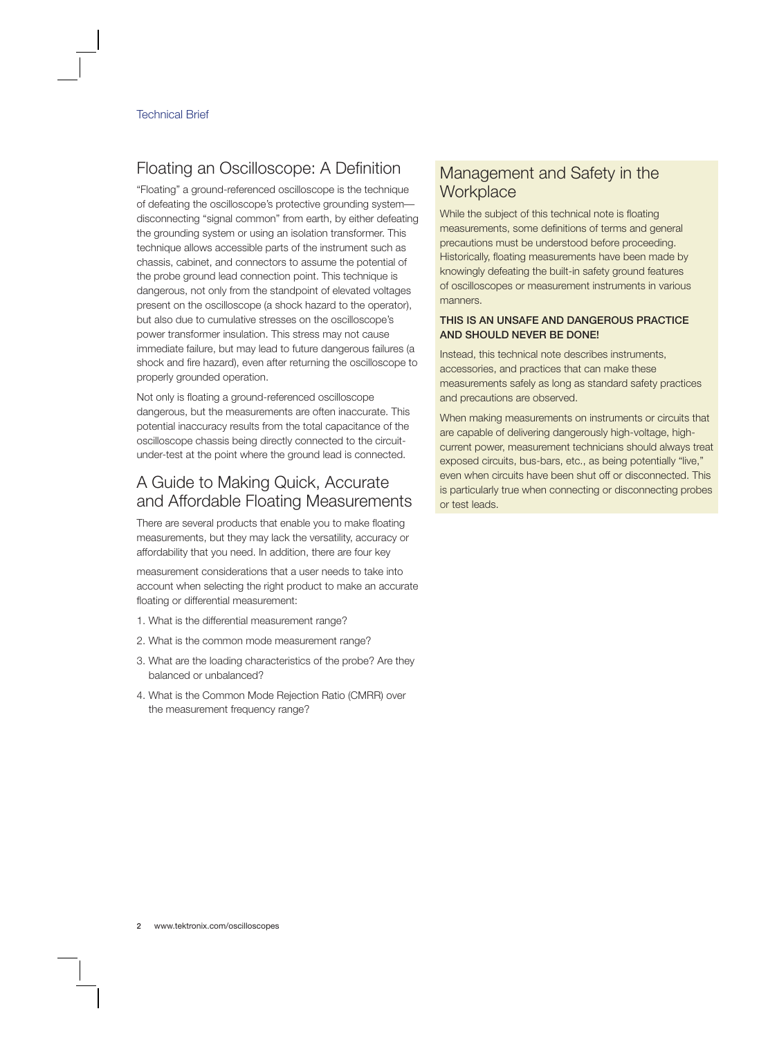## Floating an Oscilloscope: A Definition

"Floating" a ground-referenced oscilloscope is the technique of defeating the oscilloscope's protective grounding system—disconnecting "signal common" from earth, by either defeating the grounding system or using an isolation transformer. This technique allows accessible parts of the instrument such as chassis, cabinet, and connectors to assume the potential of the probe ground lead connection point. This technique is dangerous, not only from the standpoint of elevated voltages present on the oscilloscope (a shock hazard to the operator), but also due to cumulative stresses on the oscilloscope's power transformer insulation. This stress may not cause immediate failure, but may lead to future dangerous failures (a shock and fire hazard), even after returning the oscilloscope to properly grounded operation.

Not only is floating a ground-referenced oscilloscope dangerous, but the measurements are often inaccurate. This potential inaccuracy results from the total capacitance of the oscilloscope chassis being directly connected to the circuit-under-test at the point where the ground lead is connected.

## A Guide to Making Quick, Accurate and Affordable Floating Measurements

There are several products that enable you to make floating measurements, but they may lack the versatility, accuracy or affordability that you need. In addition, there are four key measurement considerations that a user needs to take into account when selecting the right product to make an accurate floating or differential measurement:

1. What is the differential measurement range?
2. What is the common mode measurement range?
3. What are the loading characteristics of the probe? Are they balanced or unbalanced?
4. What is the Common Mode Rejection Ratio (CMRR) over the measurement frequency range?

## Management and Safety in the Workplace

While the subject of this technical note is floating measurements, some definitions of terms and general precautions must be understood before proceeding. Historically, floating measurements have been made by knowingly defeating the built-in safety ground features of oscilloscopes or measurement instruments in various manners.

**THIS IS AN UNSAFE AND DANGEROUS PRACTICE AND SHOULD NEVER BE DONE!**

Instead, this technical note describes instruments, accessories, and practices that can make these measurements safely as long as standard safety practices and precautions are observed.

When making measurements on instruments or circuits that are capable of delivering dangerously high-voltage, high-current power, measurement technicians should always treat exposed circuits, bus-bars, etc., as being potentially "live," even when circuits have been shut off or disconnected. This is particularly true when connecting or disconnecting probes or test leads.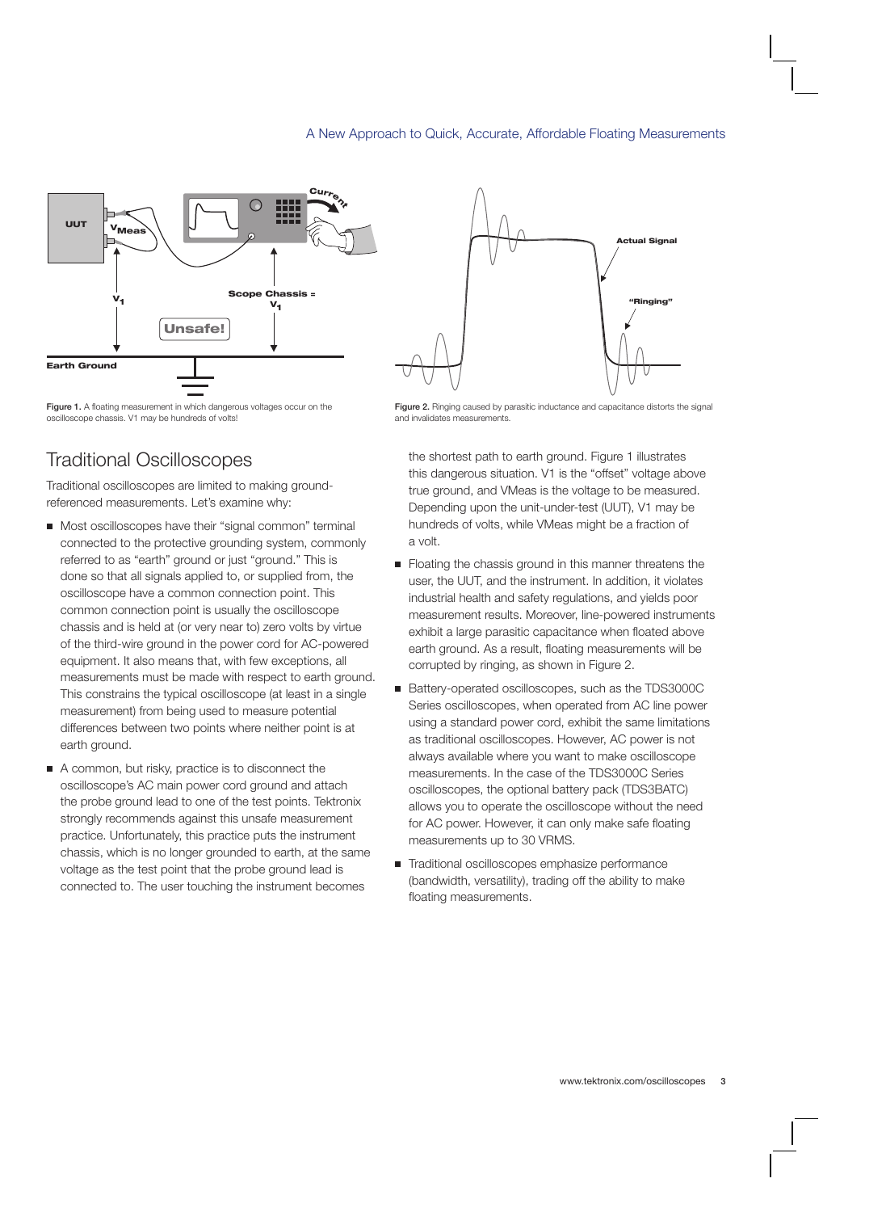Figure 1. A floating measurement in which dangerous voltages occur on the oscilloscope chassis. V1 may be hundreds of volts!

Figure 2. Ringing caused by parasitic inductance and capacitance distorts the signal and invalidates measurements.

## Traditional Oscilloscopes

Traditional oscilloscopes are limited to making ground-referenced measurements. Let's examine why:

- Most oscilloscopes have their "signal common" terminal connected to the protective grounding system, commonly referred to as "earth" ground or just "ground." This is done so that all signals applied to, or supplied from, the oscilloscope have a common connection point. This common connection point is usually the oscilloscope chassis and is held at (or very near to) zero volts by virtue of the third-wire ground in the power cord for AC-powered equipment. It also means that, with few exceptions, all measurements must be made with respect to earth ground. This constrains the typical oscilloscope (at least in a single measurement) from being used to measure potential differences between two points where neither point is at earth ground.
- A common, but risky, practice is to disconnect the oscilloscope's AC main power cord ground and attach the probe ground lead to one of the test points. Tektronix strongly recommends against this unsafe measurement practice. Unfortunately, this practice puts the instrument chassis, which is no longer grounded to earth, at the same voltage as the test point that the probe ground lead is connected to. The user touching the instrument becomes the shortest path to earth ground. Figure 1 illustrates this dangerous situation. V1 is the "offset" voltage above true ground, and VMeas is the voltage to be measured. Depending upon the unit-under-test (UUT), V1 may be hundreds of volts, while VMeas might be a fraction of a volt.
- Floating the chassis ground in this manner threatens the user, the UUT, and the instrument. In addition, it violates industrial health and safety regulations, and yields poor measurement results. Moreover, line-powered instruments exhibit a large parasitic capacitance when floated above earth ground. As a result, floating measurements will be corrupted by ringing, as shown in Figure 2.
- Battery-operated oscilloscopes, such as the TDS3000C Series oscilloscopes, when operated from AC line power using a standard power cord, exhibit the same limitations as traditional oscilloscopes. However, AC power is not always available where you want to make oscilloscope measurements. In the case of the TDS3000C Series oscilloscopes, the optional battery pack (TDS3BATC) allows you to operate the oscilloscope without the need for AC power. However, it can only make safe floating measurements up to 30 VRMS.
- Traditional oscilloscopes emphasize performance (bandwidth, versatility), trading off the ability to make floating measurements.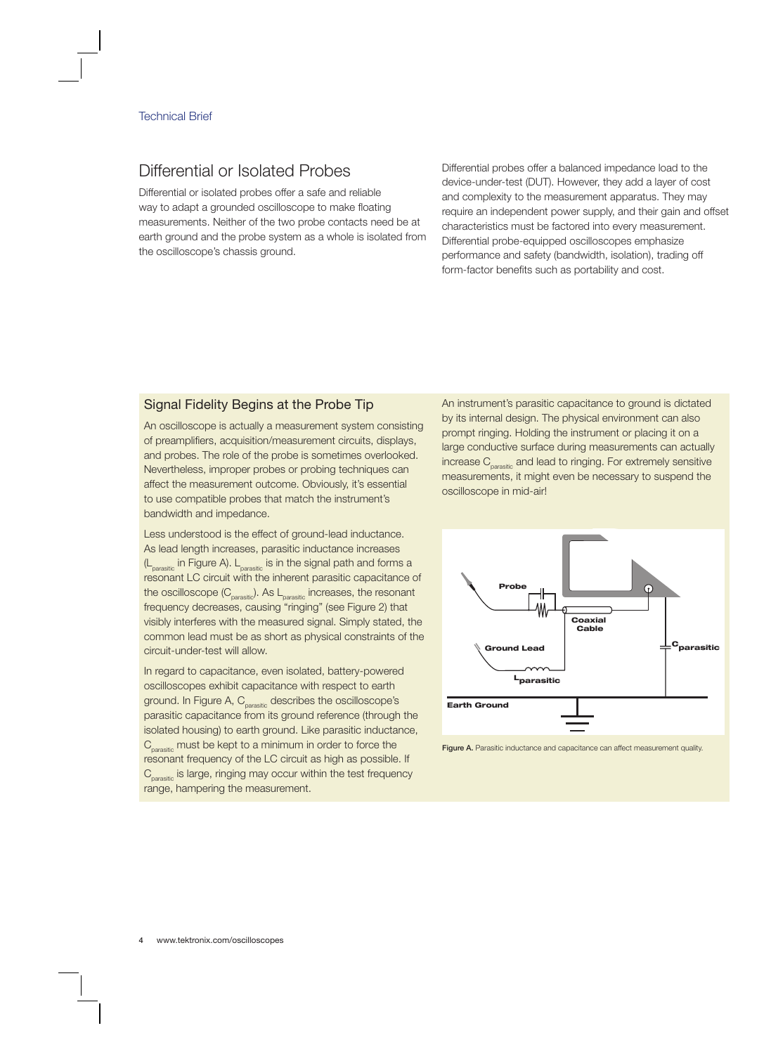## Differential or Isolated Probes

Differential or isolated probes offer a safe and reliable way to adapt a grounded oscilloscope to make floating measurements. Neither of the two probe contacts need be at earth ground and the probe system as a whole is isolated from the oscilloscope's chassis ground.

Differential probes offer a balanced impedance load to the device-under-test (DUT). However, they add a layer of cost and complexity to the measurement apparatus. They may require an independent power supply, and their gain and offset characteristics must be factored into every measurement. Differential probe-equipped oscilloscopes emphasize performance and safety (bandwidth, isolation), trading off form-factor benefits such as portability and cost.

### Signal Fidelity Begins at the Probe Tip

An oscilloscope is actually a measurement system consisting of preamplifiers, acquisition/measurement circuits, displays, and probes. The role of the probe is sometimes overlooked. Nevertheless, improper probes or probing techniques can affect the measurement outcome. Obviously, it's essential to use compatible probes that match the instrument's bandwidth and impedance.

Less understood is the effect of ground-lead inductance. As lead length increases, parasitic inductance increases ($L_{parasitic}$ in Figure A). $L_{parasitic}$ is in the signal path and forms a resonant LC circuit with the inherent parasitic capacitance of the oscilloscope ($C_{parasitic}$). As $L_{parasitic}$ increases, the resonant frequency decreases, causing "ringing" (see Figure 2) that visibly interferes with the measured signal. Simply stated, the common lead must be as short as physical constraints of the circuit-under-test will allow.

In regard to capacitance, even isolated, battery-powered oscilloscopes exhibit capacitance with respect to earth ground. In Figure A, $C_{parasitic}$ describes the oscilloscope's parasitic capacitance from its ground reference (through the isolated housing) to earth ground. Like parasitic inductance, $C_{parasitic}$ must be kept to a minimum in order to force the resonant frequency of the LC circuit as high as possible. If $C_{parasitic}$ is large, ringing may occur within the test frequency range, hampering the measurement.

An instrument's parasitic capacitance to ground is dictated by its internal design. The physical environment can also prompt ringing. Holding the instrument or placing it on a large conductive surface during measurements can actually increase $C_{parasitic}$ and lead to ringing. For extremely sensitive measurements, it might even be necessary to suspend the oscilloscope in mid-air!

Probe — Coaxial Cable — Ground Lead — $L_{parasitic}$ — $C_{parasitic}$ — Earth Ground

**Figure A.** Parasitic inductance and capacitance can affect measurement quality.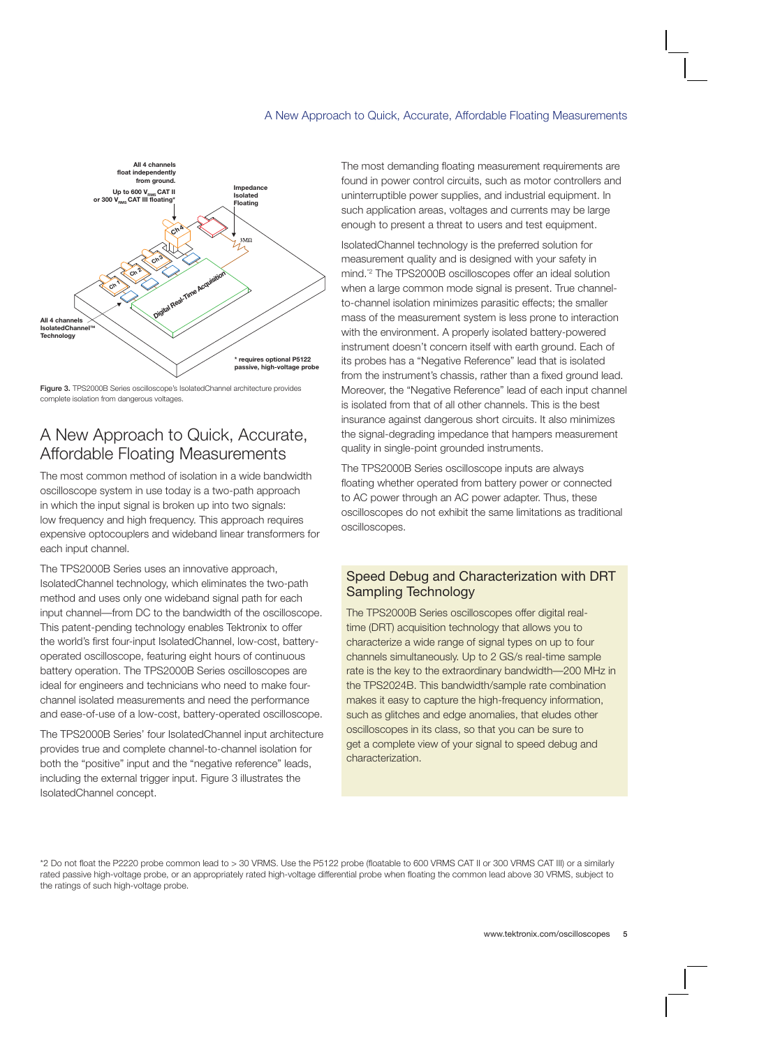Figure 3. TPS2000B Series oscilloscope's IsolatedChannel architecture provides complete isolation from dangerous voltages.

## A New Approach to Quick, Accurate, Affordable Floating Measurements

The most common method of isolation in a wide bandwidth oscilloscope system in use today is a two-path approach in which the input signal is broken up into two signals: low frequency and high frequency. This approach requires expensive optocouplers and wideband linear transformers for each input channel.

The TPS2000B Series uses an innovative approach, IsolatedChannel technology, which eliminates the two-path method and uses only one wideband signal path for each input channel—from DC to the bandwidth of the oscilloscope. This patent-pending technology enables Tektronix to offer the world's first four-input IsolatedChannel, low-cost, battery-operated oscilloscope, featuring eight hours of continuous battery operation. The TPS2000B Series oscilloscopes are ideal for engineers and technicians who need to make four-channel isolated measurements and need the performance and ease-of-use of a low-cost, battery-operated oscilloscope.

The TPS2000B Series' four IsolatedChannel input architecture provides true and complete channel-to-channel isolation for both the "positive" input and the "negative reference" leads, including the external trigger input. Figure 3 illustrates the IsolatedChannel concept.

The most demanding floating measurement requirements are found in power control circuits, such as motor controllers and uninterruptible power supplies, and industrial equipment. In such application areas, voltages and currents may be large enough to present a threat to users and test equipment.

IsolatedChannel technology is the preferred solution for measurement quality and is designed with your safety in mind.*[2] The TPS2000B oscilloscopes offer an ideal solution when a large common mode signal is present. True channel-to-channel isolation minimizes parasitic effects; the smaller mass of the measurement system is less prone to interaction with the environment. A properly isolated battery-powered instrument doesn't concern itself with earth ground. Each of its probes has a "Negative Reference" lead that is isolated from the instrument's chassis, rather than a fixed ground lead. Moreover, the "Negative Reference" lead of each input channel is isolated from that of all other channels. This is the best insurance against dangerous short circuits. It also minimizes the signal-degrading impedance that hampers measurement quality in single-point grounded instruments.

The TPS2000B Series oscilloscope inputs are always floating whether operated from battery power or connected to AC power through an AC power adapter. Thus, these oscilloscopes do not exhibit the same limitations as traditional oscilloscopes.

### Speed Debug and Characterization with DRT Sampling Technology

The TPS2000B Series oscilloscopes offer digital real-time (DRT) acquisition technology that allows you to characterize a wide range of signal types on up to four channels simultaneously. Up to 2 GS/s real-time sample rate is the key to the extraordinary bandwidth—200 MHz in the TPS2024B. This bandwidth/sample rate combination makes it easy to capture the high-frequency information, such as glitches and edge anomalies, that eludes other oscilloscopes in its class, so that you can be sure to get a complete view of your signal to speed debug and characterization.

*2 Do not float the P2220 probe common lead to > 30 VRMS. Use the P5122 probe (floatable to 600 VRMS CAT II or 300 VRMS CAT III) or a similarly rated passive high-voltage probe, or an appropriately rated high-voltage differential probe when floating the common lead above 30 VRMS, subject to the ratings of such high-voltage probe.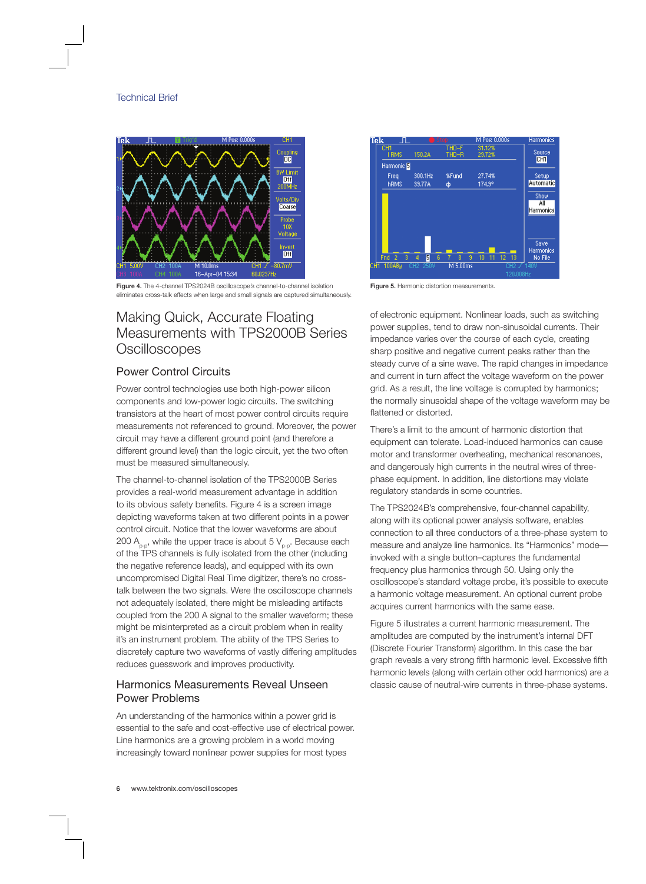Technical Brief

Figure 4. The 4-channel TPS2024B oscilloscope's channel-to-channel isolation eliminates cross-talk effects when large and small signals are captured simultaneously.

Figure 5. Harmonic distortion measurements.

## Making Quick, Accurate Floating Measurements with TPS2000B Series Oscilloscopes

### Power Control Circuits

Power control technologies use both high-power silicon components and low-power logic circuits. The switching transistors at the heart of most power control circuits require measurements not referenced to ground. Moreover, the power circuit may have a different ground point (and therefore a different ground level) than the logic circuit, yet the two often must be measured simultaneously.

The channel-to-channel isolation of the TPS2000B Series provides a real-world measurement advantage in addition to its obvious safety benefits. Figure 4 is a screen image depicting waveforms taken at two different points in a power control circuit. Notice that the lower waveforms are about 200 $A_{p-p}$, while the upper trace is about 5 $V_{p-p}$. Because each of the TPS channels is fully isolated from the other (including the negative reference leads), and equipped with its own uncompromised Digital Real Time digitizer, there's no cross-talk between the two signals. Were the oscilloscope channels not adequately isolated, there might be misleading artifacts coupled from the 200 A signal to the smaller waveform; these might be misinterpreted as a circuit problem when in reality it's an instrument problem. The ability of the TPS Series to discretely capture two waveforms of vastly differing amplitudes reduces guesswork and improves productivity.

### Harmonics Measurements Reveal Unseen Power Problems

An understanding of the harmonics within a power grid is essential to the safe and cost-effective use of electrical power. Line harmonics are a growing problem in a world moving increasingly toward nonlinear power supplies for most types of electronic equipment. Nonlinear loads, such as switching power supplies, tend to draw non-sinusoidal currents. Their impedance varies over the course of each cycle, creating sharp positive and negative current peaks rather than the steady curve of a sine wave. The rapid changes in impedance and current in turn affect the voltage waveform on the power grid. As a result, the line voltage is corrupted by harmonics; the normally sinusoidal shape of the voltage waveform may be flattened or distorted.

There's a limit to the amount of harmonic distortion that equipment can tolerate. Load-induced harmonics can cause motor and transformer overheating, mechanical resonances, and dangerously high currents in the neutral wires of three-phase equipment. In addition, line distortions may violate regulatory standards in some countries.

The TPS2024B's comprehensive, four-channel capability, along with its optional power analysis software, enables connection to all three conductors of a three-phase system to measure and analyze line harmonics. Its "Harmonics" mode—invoked with a single button–captures the fundamental frequency plus harmonics through 50. Using only the oscilloscope's standard voltage probe, it's possible to execute a harmonic voltage measurement. An optional current probe acquires current harmonics with the same ease.

Figure 5 illustrates a current harmonic measurement. The amplitudes are computed by the instrument's internal DFT (Discrete Fourier Transform) algorithm. In this case the bar graph reveals a very strong fifth harmonic level. Excessive fifth harmonic levels (along with certain other odd harmonics) are a classic cause of neutral-wire currents in three-phase systems.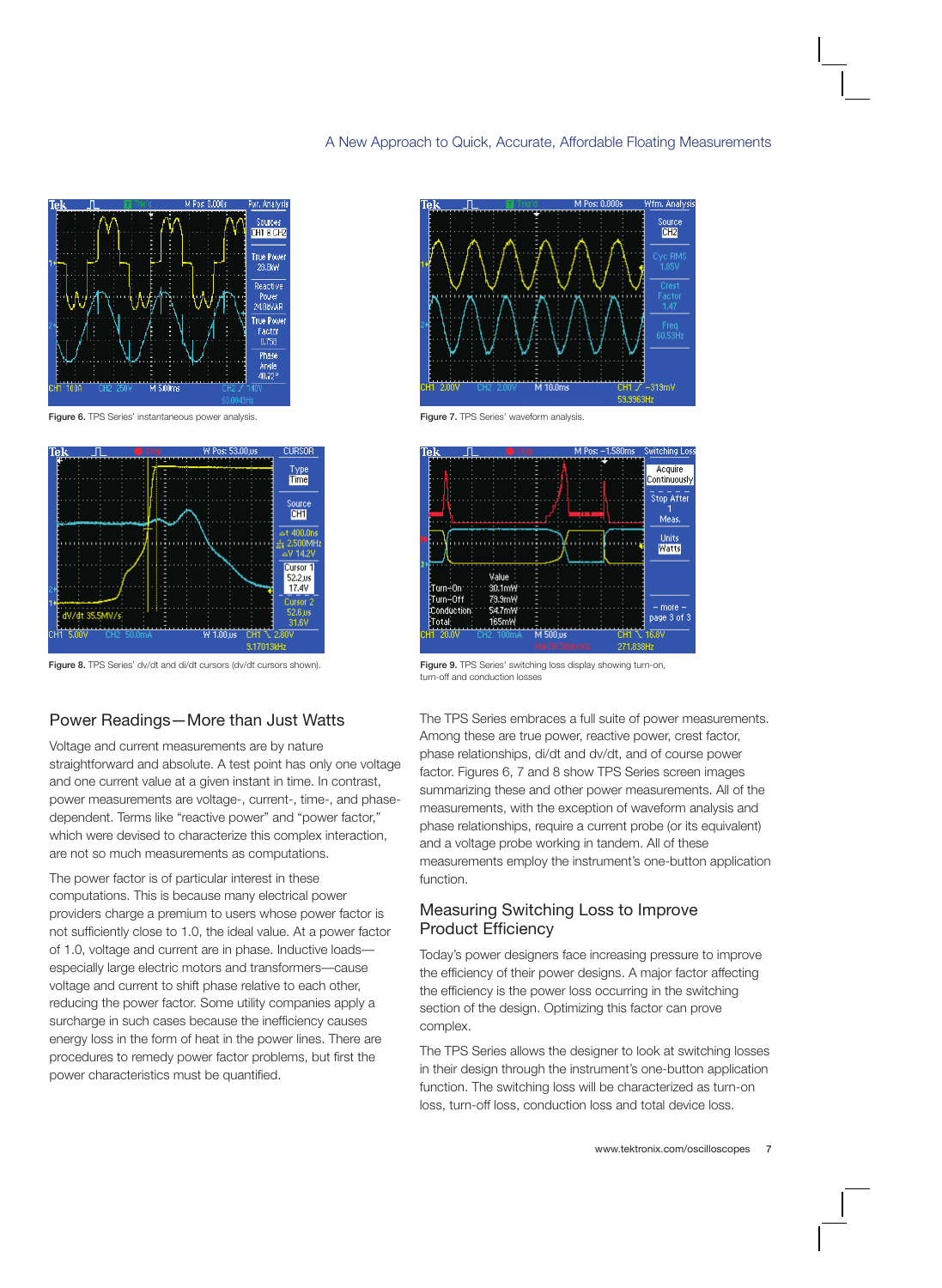Figure 6. TPS Series' instantaneous power analysis.

Figure 7. TPS Series' waveform analysis.

Figure 8. TPS Series' dv/dt and di/dt cursors (dv/dt cursors shown).

Figure 9. TPS Series' switching loss display showing turn-on, turn-off and conduction losses

## Power Readings—More than Just Watts

Voltage and current measurements are by nature straightforward and absolute. A test point has only one voltage and one current value at a given instant in time. In contrast, power measurements are voltage-, current-, time-, and phase-dependent. Terms like "reactive power" and "power factor," which were devised to characterize this complex interaction, are not so much measurements as computations.

The power factor is of particular interest in these computations. This is because many electrical power providers charge a premium to users whose power factor is not sufficiently close to 1.0, the ideal value. At a power factor of 1.0, voltage and current are in phase. Inductive loads—especially large electric motors and transformers—cause voltage and current to shift phase relative to each other, reducing the power factor. Some utility companies apply a surcharge in such cases because the inefficiency causes energy loss in the form of heat in the power lines. There are procedures to remedy power factor problems, but first the power characteristics must be quantified.

The TPS Series embraces a full suite of power measurements. Among these are true power, reactive power, crest factor, phase relationships, di/dt and dv/dt, and of course power factor. Figures 6, 7 and 8 show TPS Series screen images summarizing these and other power measurements. All of the measurements, with the exception of waveform analysis and phase relationships, require a current probe (or its equivalent) and a voltage probe working in tandem. All of these measurements employ the instrument's one-button application function.

## Measuring Switching Loss to Improve Product Efficiency

Today's power designers face increasing pressure to improve the efficiency of their power designs. A major factor affecting the efficiency is the power loss occurring in the switching section of the design. Optimizing this factor can prove complex.

The TPS Series allows the designer to look at switching losses in their design through the instrument's one-button application function. The switching loss will be characterized as turn-on loss, turn-off loss, conduction loss and total device loss.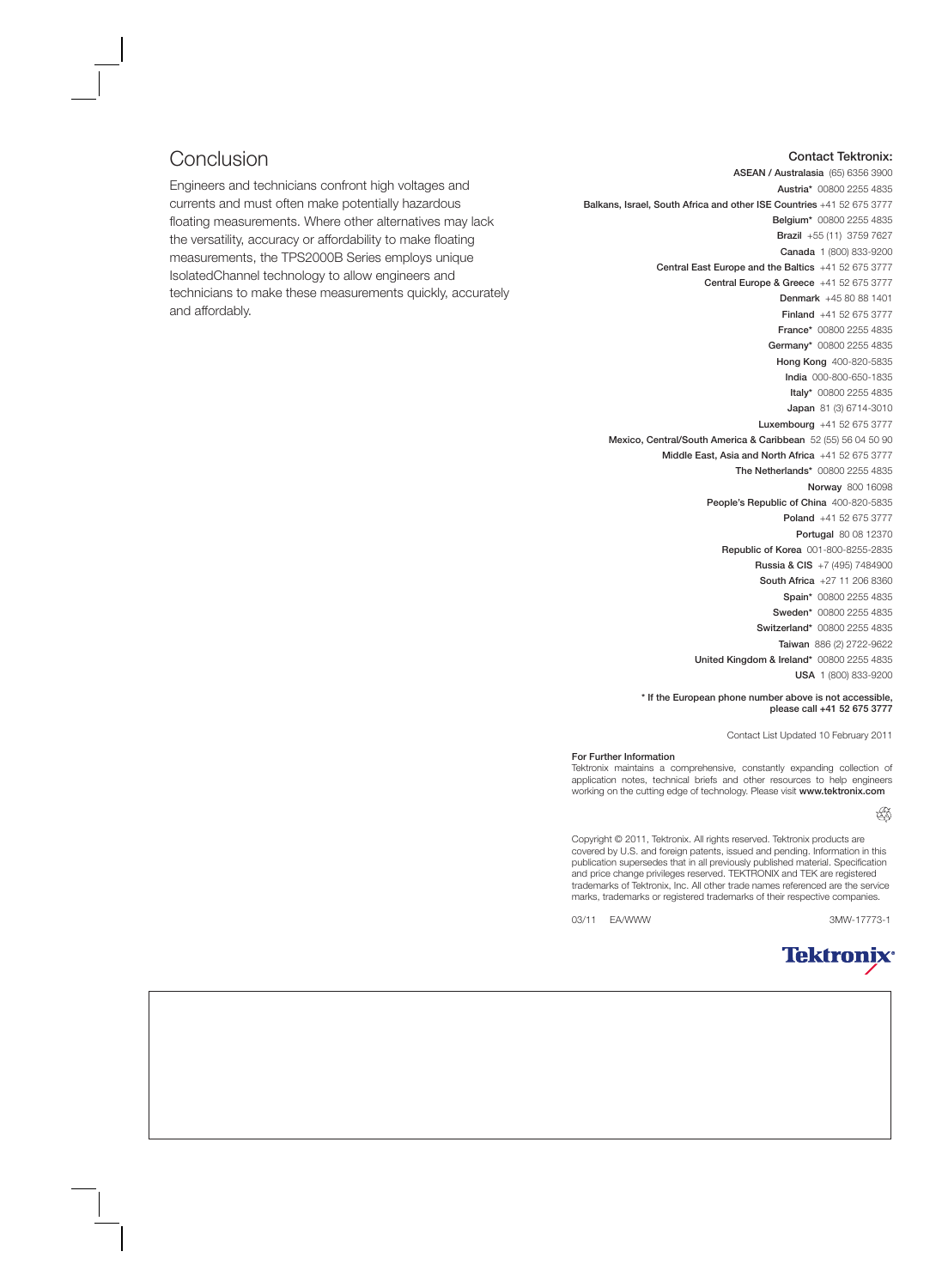## Conclusion

Engineers and technicians confront high voltages and currents and must often make potentially hazardous floating measurements. Where other alternatives may lack the versatility, accuracy or affordability to make floating measurements, the TPS2000B Series employs unique IsolatedChannel technology to allow engineers and technicians to make these measurements quickly, accurately and affordably.

**Contact Tektronix:**

**ASEAN / Australasia** (65) 6356 3900
**Austria*** 00800 2255 4835
**Balkans, Israel, South Africa and other ISE Countries** +41 52 675 3777
**Belgium*** 00800 2255 4835
**Brazil** +55 (11) 3759 7627
**Canada** 1 (800) 833-9200
**Central East Europe and the Baltics** +41 52 675 3777
**Central Europe & Greece** +41 52 675 3777
**Denmark** +45 80 88 1401
**Finland** +41 52 675 3777
**France*** 00800 2255 4835
**Germany*** 00800 2255 4835
**Hong Kong** 400-820-5835
**India** 000-800-650-1835
**Italy*** 00800 2255 4835
**Japan** 81 (3) 6714-3010
**Luxembourg** +41 52 675 3777
**Mexico, Central/South America & Caribbean** 52 (55) 56 04 50 90
**Middle East, Asia and North Africa** +41 52 675 3777
**The Netherlands*** 00800 2255 4835
**Norway** 800 16098
**People's Republic of China** 400-820-5835
**Poland** +41 52 675 3777
**Portugal** 80 08 12370
**Republic of Korea** 001-800-8255-2835
**Russia & CIS** +7 (495) 7484900
**South Africa** +27 11 206 8360
**Spain*** 00800 2255 4835
**Sweden*** 00800 2255 4835
**Switzerland*** 00800 2255 4835
**Taiwan** 886 (2) 2722-9622
**United Kingdom & Ireland*** 00800 2255 4835
**USA** 1 (800) 833-9200

**\* If the European phone number above is not accessible, please call +41 52 675 3777**

Contact List Updated 10 February 2011

**For Further Information**
Tektronix maintains a comprehensive, constantly expanding collection of application notes, technical briefs and other resources to help engineers working on the cutting edge of technology. Please visit **www.tektronix.com**

Copyright © 2011, Tektronix. All rights reserved. Tektronix products are covered by U.S. and foreign patents, issued and pending. Information in this publication supersedes that in all previously published material. Specification and price change privileges reserved. TEKTRONIX and TEK are registered trademarks of Tektronix, Inc. All other trade names referenced are the service marks, trademarks or registered trademarks of their respective companies.

03/11 EA/WWW 3MW-17773-1

Tektronix